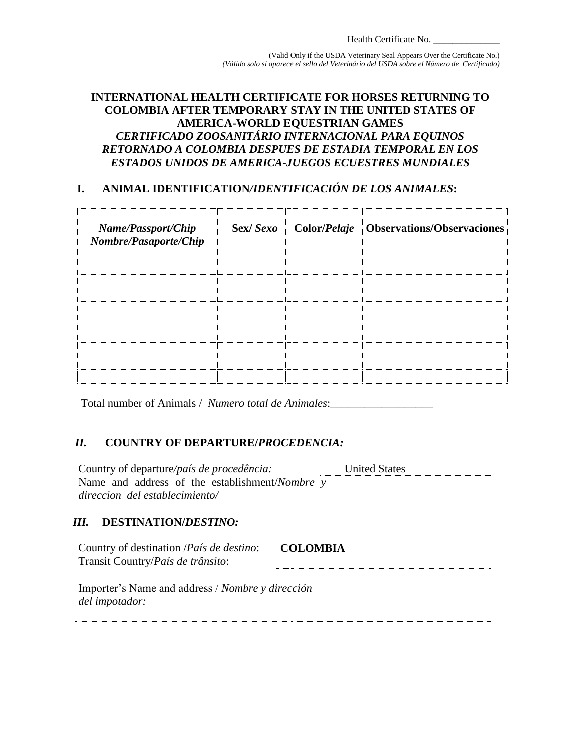Health Certificate No. ______________

(Valid Only if the USDA Veterinary Seal Appears Over the Certificate No.)
*(Válido solo si aparece el sello del Veterinário del USDA sobre el Número de Certificado)*

# INTERNATIONAL HEALTH CERTIFICATE FOR HORSES RETURNING TO COLOMBIA AFTER TEMPORARY STAY IN THE UNITED STATES OF AMERICA-WORLD EQUESTRIAN GAMES
# *CERTIFICADO ZOOSANITÁRIO INTERNACIONAL PARA EQUINOS RETORNADO A COLOMBIA DESPUES DE ESTADIA TEMPORAL EN LOS ESTADOS UNIDOS DE AMERICA-JUEGOS ECUESTRES MUNDIALES*

## I. ANIMAL IDENTIFICATION/*IDENTIFICACIÓN DE LOS ANIMALES*:

| *Name/Passport/Chip Nombre/Pasaporte/Chip* | Sex/ *Sexo* | Color/*Pelaje* | Observations/Observaciones |
|---|---|---|---|
| | | | |
| | | | |
| | | | |
| | | | |
| | | | |
| | | | |
| | | | |
| | | | |
| | | | |

Total number of Animals / *Numero total de Animales*:__________________

## *II.* COUNTRY OF DEPARTURE/*PROCEDENCIA:*

Country of departure*/país de procedência:* United States

Name and address of the establishment/*Nombre y direccion del establecimiento/* ______________

## *III.* DESTINATION/*DESTINO:*

Country of destination /*País de destino*: **COLOMBIA**

Transit Country/*País de trânsito*: ______________

Importer's Name and address / *Nombre y dirección del impotador:* ______________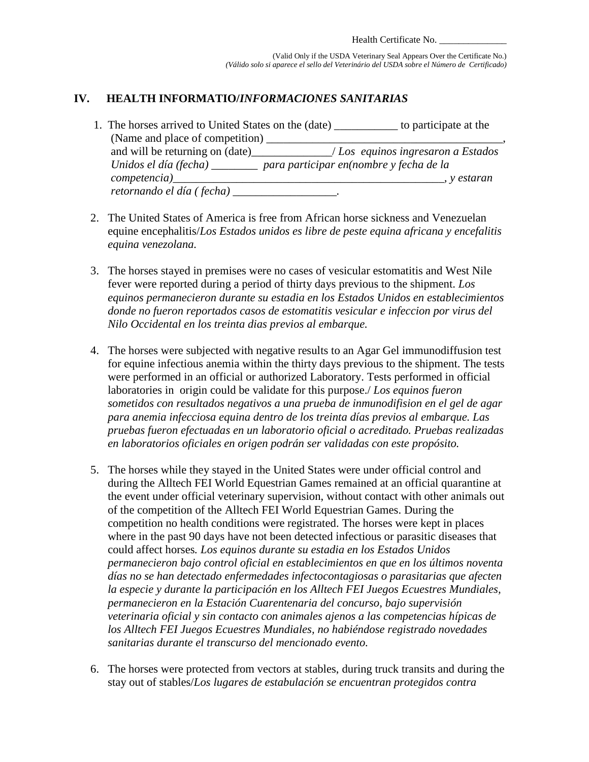Health Certificate No. ______________

(Valid Only if the USDA Veterinary Seal Appears Over the Certificate No.)
*(Válido solo si aparece el sello del Veterinário del USDA sobre el Número de Certificado)*

## IV. HEALTH INFORMATIO/*INFORMACIONES SANITARIAS*

1. The horses arrived to United States on the (date) ___________ to participate at the (Name and place of competition) _________________________________________, and will be returning on (date)_____________/ *Los equinos ingresaron a Estados Unidos el día (fecha) ________ para participar en(nombre y fecha de la competencia)_________________________________________________, y estaran retornando el día ( fecha) __________________.*

2. The United States of America is free from African horse sickness and Venezuelan equine encephalitis/*Los Estados unidos es libre de peste equina africana y encefalitis equina venezolana.*

3. The horses stayed in premises were no cases of vesicular estomatitis and West Nile fever were reported during a period of thirty days previous to the shipment. *Los equinos permanecieron durante su estadia en los Estados Unidos en establecimientos donde no fueron reportados casos de estomatitis vesicular e infeccion por virus del Nilo Occidental en los treinta dias previos al embarque.*

4. The horses were subjected with negative results to an Agar Gel immunodiffusion test for equine infectious anemia within the thirty days previous to the shipment. The tests were performed in an official or authorized Laboratory. Tests performed in official laboratories in origin could be validate for this purpose./ *Los equinos fueron sometidos con resultados negativos a una prueba de inmunodifision en el gel de agar para anemia infecciosa equina dentro de los treinta días previos al embarque. Las pruebas fueron efectuadas en un laboratorio oficial o acreditado. Pruebas realizadas en laboratorios oficiales en origen podrán ser validadas con este propósito.*

5. The horses while they stayed in the United States were under official control and during the Alltech FEI World Equestrian Games remained at an official quarantine at the event under official veterinary supervision, without contact with other animals out of the competition of the Alltech FEI World Equestrian Games. During the competition no health conditions were registrated. The horses were kept in places where in the past 90 days have not been detected infectious or parasitic diseases that could affect horses. *Los equinos durante su estadia en los Estados Unidos permanecieron bajo control oficial en establecimientos en que en los últimos noventa días no se han detectado enfermedades infectocontagiosas o parasitarias que afecten la especie y durante la participación en los Alltech FEI Juegos Ecuestres Mundiales, permanecieron en la Estación Cuarentenaria del concurso, bajo supervisión veterinaria oficial y sin contacto con animales ajenos a las competencias hípicas de los Alltech FEI Juegos Ecuestres Mundiales, no habiéndose registrado novedades sanitarias durante el transcurso del mencionado evento.*

6. The horses were protected from vectors at stables, during truck transits and during the stay out of stables/*Los lugares de estabulación se encuentran protegidos contra*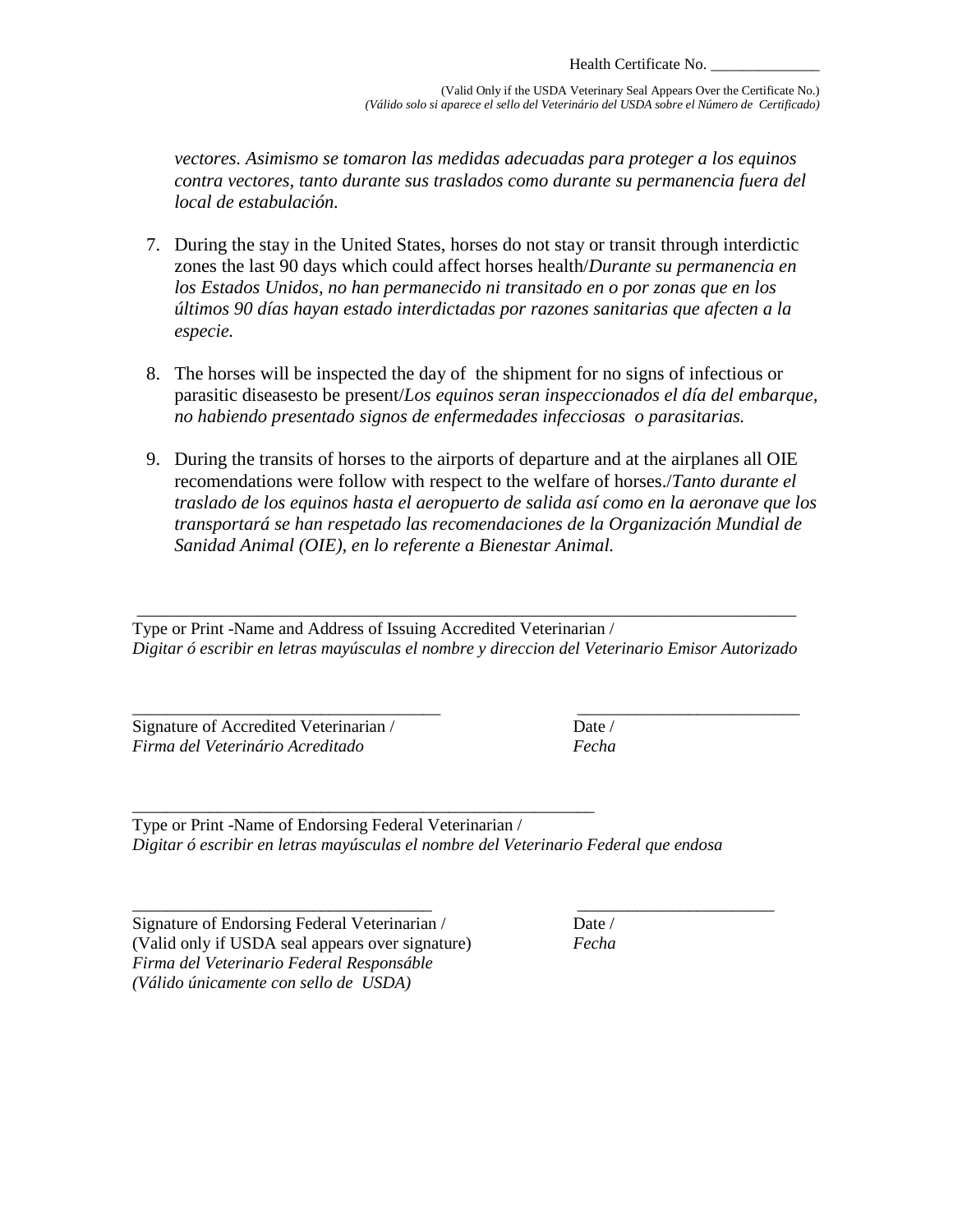*vectores. Asimismo se tomaron las medidas adecuadas para proteger a los equinos contra vectores, tanto durante sus traslados como durante su permanencia fuera del local de estabulación.*

7. During the stay in the United States, horses do not stay or transit through interdictic zones the last 90 days which could affect horses health/*Durante su permanencia en los Estados Unidos, no han permanecido ni transitado en o por zonas que en los últimos 90 días hayan estado interdictadas por razones sanitarias que afecten a la especie.*

8. The horses will be inspected the day of the shipment for no signs of infectious or parasitic diseasesto be present/*Los equinos seran inspeccionados el día del embarque, no habiendo presentado signos de enfermedades infecciosas o parasitarias.*

9. During the transits of horses to the airports of departure and at the airplanes all OIE recomendations were follow with respect to the welfare of horses./*Tanto durante el traslado de los equinos hasta el aeropuerto de salida así como en la aeronave que los transportará se han respetado las recomendaciones de la Organización Mundial de Sanidad Animal (OIE), en lo referente a Bienestar Animal.*

______________________________________________________________________________

Type or Print -Name and Address of Issuing Accredited Veterinarian /
*Digitar ó escribir en letras mayúsculas el nombre y direccion del Veterinario Emisor Autorizado*

____________________________________ ______________________________

Signature of Accredited Veterinarian / *Firma del Veterinário Acreditado*

Date / *Fecha*

_______________________________________________________

Type or Print -Name of Endorsing Federal Veterinarian /
*Digitar ó escribir en letras mayúsculas el nombre del Veterinario Federal que endosa*

___________________________________ _______________________

Signature of Endorsing Federal Veterinarian /
(Valid only if USDA seal appears over signature)
*Firma del Veterinario Federal Responsáble*
*(Válido únicamente con sello de USDA)*

Date / *Fecha*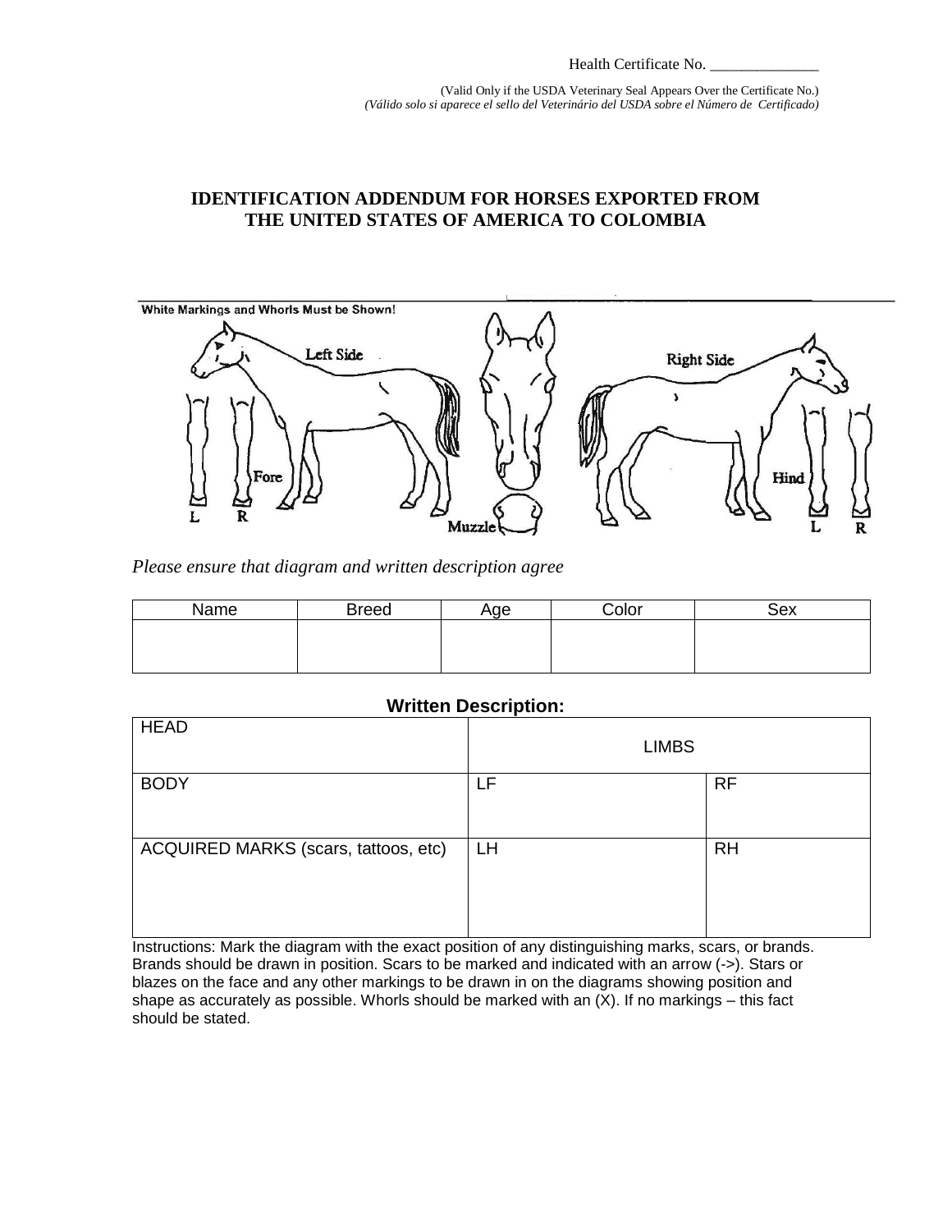Health Certificate No. ______________

(Valid Only if the USDA Veterinary Seal Appears Over the Certificate No.)
*(Válido solo si aparece el sello del Veterinário del USDA sobre el Número de Certificado)*

# IDENTIFICATION ADDENDUM FOR HORSES EXPORTED FROM THE UNITED STATES OF AMERICA TO COLOMBIA

White Markings and Whorls Must be Shown!

Left Side

Right Side

Fore

Hind

L R

Muzzle

L R

*Please ensure that diagram and written description agree*

| Name | Breed | Age | Color | Sex |
|---|---|---|---|---|
| | | | | |

## Written Description:

| HEAD | LIMBS | |
|---|---|---|
| BODY | LF | RF |
| ACQUIRED MARKS (scars, tattoos, etc) | LH | RH |

Instructions: Mark the diagram with the exact position of any distinguishing marks, scars, or brands. Brands should be drawn in position. Scars to be marked and indicated with an arrow (->). Stars or blazes on the face and any other markings to be drawn in on the diagrams showing position and shape as accurately as possible. Whorls should be marked with an (X). If no markings – this fact should be stated.